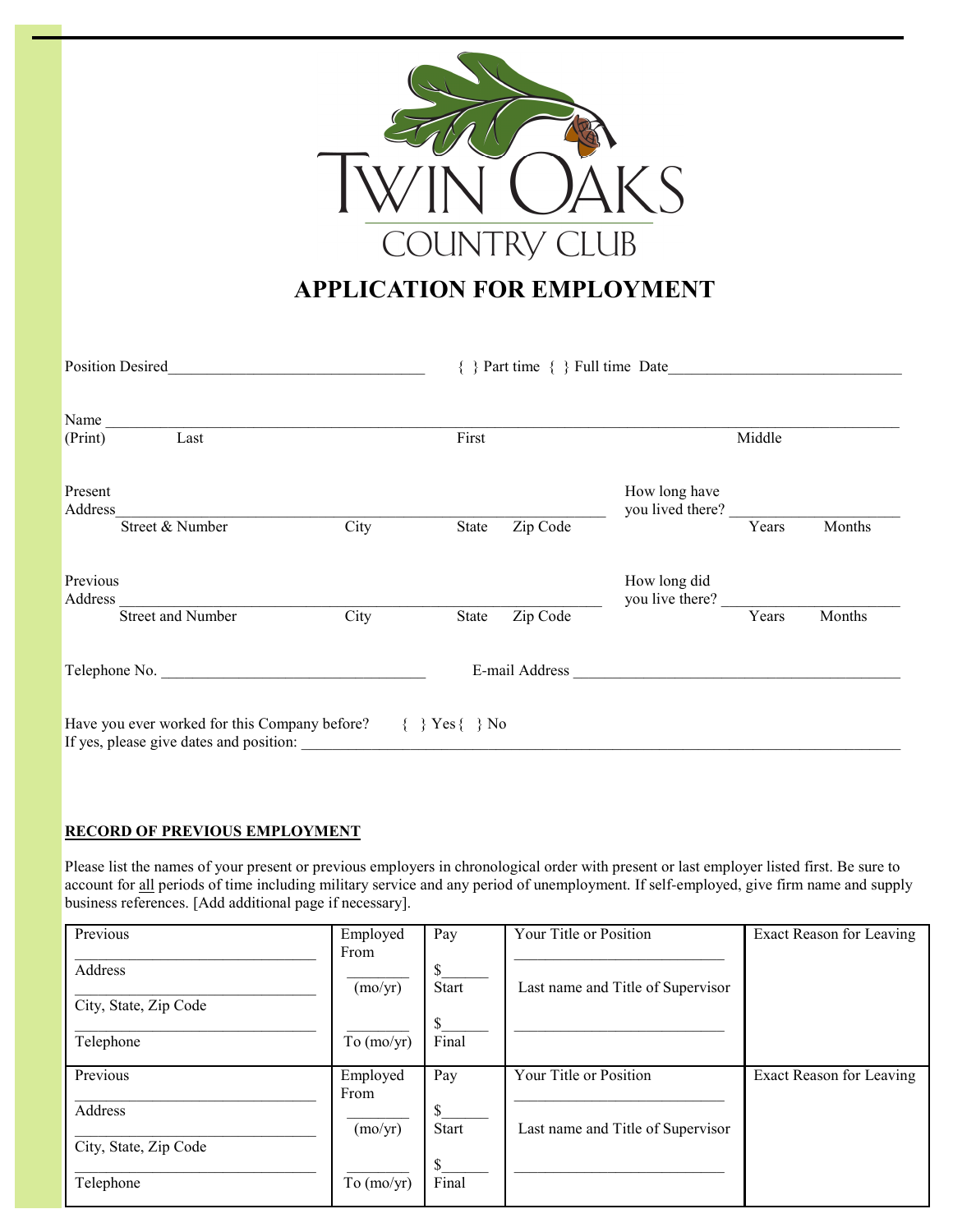# Twin Oaks Country Club

# APPLICATION FOR EMPLOYMENT

Position Desired________________________________ { } Part time { } Full time Date______________________________

Name _______________________________________________________________________________________________
(Print) Last First Middle

Present Address_________________________________________________ How long have you lived there? ______________________
Street & Number City State Zip Code Years Months

Previous Address _________________________________________________ How long did you live there? ______________________
Street and Number City State Zip Code Years Months

Telephone No. __________________________________ E-mail Address __________________________________________

Have you ever worked for this Company before? { } Yes { } No
If yes, please give dates and position: _____________________________________________________________________________

**RECORD OF PREVIOUS EMPLOYMENT**

Please list the names of your present or previous employers in chronological order with present or last employer listed first. Be sure to account for all periods of time including military service and any period of unemployment. If self-employed, give firm name and supply business references. [Add additional page if necessary].

| Previous | Employed From | Pay | Your Title or Position | Exact Reason for Leaving |
|---|---|---|---|---|
| ______________________________<br>Address<br>______________________________<br>City, State, Zip Code<br>______________________________<br>Telephone | ________<br>(mo/yr)<br>________<br>To (mo/yr) | $______<br>Start<br>$______<br>Final | ___________________________<br>Last name and Title of Supervisor<br>___________________________ | |
| Previous<br>______________________________<br>Address<br>______________________________<br>City, State, Zip Code<br>______________________________<br>Telephone | Employed From<br>________<br>(mo/yr)<br>________<br>To (mo/yr) | Pay<br>$______<br>Start<br>$______<br>Final | Your Title or Position<br>___________________________<br>Last name and Title of Supervisor<br>___________________________ | Exact Reason for Leaving |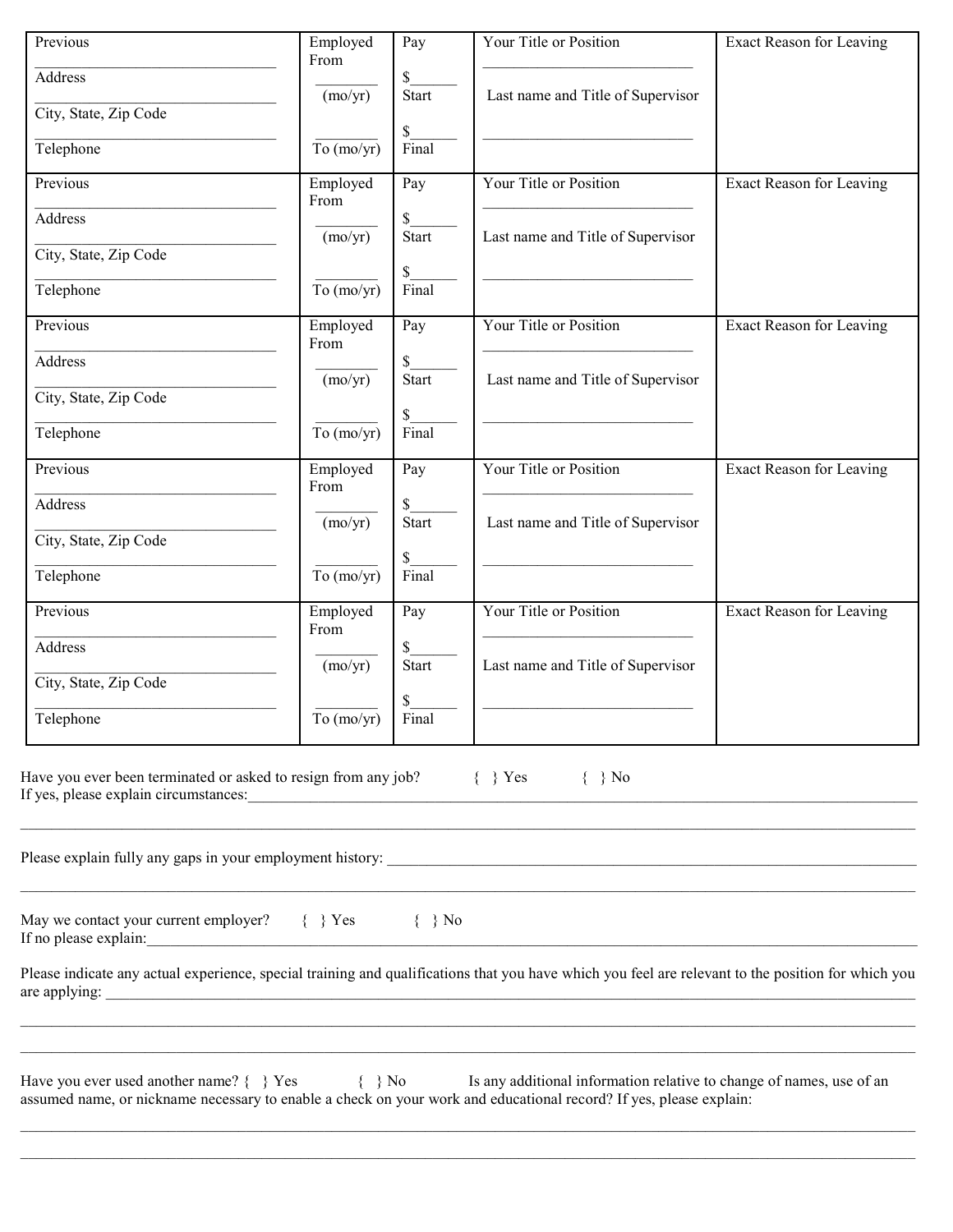| Previous<br>\_\_\_\_\_\_\_\_\_\_\_\_\_\_\_\_\_\_\_\_\_\_\_\_\_\_\_\_\_\_<br>Address<br>\_\_\_\_\_\_\_\_\_\_\_\_\_\_\_\_\_\_\_\_\_\_\_\_\_\_\_\_\_\_<br>City, State, Zip Code<br>\_\_\_\_\_\_\_\_\_\_\_\_\_\_\_\_\_\_\_\_\_\_\_\_\_\_\_\_\_\_<br>Telephone | Employed From<br>\_\_\_\_\_\_\_\_<br>(mo/yr)<br>\_\_\_\_\_\_\_\_<br>To (mo/yr) | Pay<br>$\_\_\_\_\_\_<br>Start<br>$\_\_\_\_\_\_<br>Final | Your Title or Position<br>\_\_\_\_\_\_\_\_\_\_\_\_\_\_\_\_\_\_\_\_\_\_\_\_\_\_<br>Last name and Title of Supervisor<br>\_\_\_\_\_\_\_\_\_\_\_\_\_\_\_\_\_\_\_\_\_\_\_\_\_\_ | Exact Reason for Leaving |
|---|---|---|---|---|
| Previous<br>\_\_\_\_\_\_\_\_\_\_\_\_\_\_\_\_\_\_\_\_\_\_\_\_\_\_\_\_\_\_<br>Address<br>\_\_\_\_\_\_\_\_\_\_\_\_\_\_\_\_\_\_\_\_\_\_\_\_\_\_\_\_\_\_<br>City, State, Zip Code<br>\_\_\_\_\_\_\_\_\_\_\_\_\_\_\_\_\_\_\_\_\_\_\_\_\_\_\_\_\_\_<br>Telephone | Employed From<br>\_\_\_\_\_\_\_\_<br>(mo/yr)<br>\_\_\_\_\_\_\_\_<br>To (mo/yr) | Pay<br>$\_\_\_\_\_\_<br>Start<br>$\_\_\_\_\_\_<br>Final | Your Title or Position<br>\_\_\_\_\_\_\_\_\_\_\_\_\_\_\_\_\_\_\_\_\_\_\_\_\_\_<br>Last name and Title of Supervisor<br>\_\_\_\_\_\_\_\_\_\_\_\_\_\_\_\_\_\_\_\_\_\_\_\_\_\_ | Exact Reason for Leaving |
| Previous<br>\_\_\_\_\_\_\_\_\_\_\_\_\_\_\_\_\_\_\_\_\_\_\_\_\_\_\_\_\_\_<br>Address<br>\_\_\_\_\_\_\_\_\_\_\_\_\_\_\_\_\_\_\_\_\_\_\_\_\_\_\_\_\_\_<br>City, State, Zip Code<br>\_\_\_\_\_\_\_\_\_\_\_\_\_\_\_\_\_\_\_\_\_\_\_\_\_\_\_\_\_\_<br>Telephone | Employed From<br>\_\_\_\_\_\_\_\_<br>(mo/yr)<br>\_\_\_\_\_\_\_\_<br>To (mo/yr) | Pay<br>$\_\_\_\_\_\_<br>Start<br>$\_\_\_\_\_\_<br>Final | Your Title or Position<br>\_\_\_\_\_\_\_\_\_\_\_\_\_\_\_\_\_\_\_\_\_\_\_\_\_\_<br>Last name and Title of Supervisor<br>\_\_\_\_\_\_\_\_\_\_\_\_\_\_\_\_\_\_\_\_\_\_\_\_\_\_ | Exact Reason for Leaving |
| Previous<br>\_\_\_\_\_\_\_\_\_\_\_\_\_\_\_\_\_\_\_\_\_\_\_\_\_\_\_\_\_\_<br>Address<br>\_\_\_\_\_\_\_\_\_\_\_\_\_\_\_\_\_\_\_\_\_\_\_\_\_\_\_\_\_\_<br>City, State, Zip Code<br>\_\_\_\_\_\_\_\_\_\_\_\_\_\_\_\_\_\_\_\_\_\_\_\_\_\_\_\_\_\_<br>Telephone | Employed From<br>\_\_\_\_\_\_\_\_<br>(mo/yr)<br>\_\_\_\_\_\_\_\_<br>To (mo/yr) | Pay<br>$\_\_\_\_\_\_<br>Start<br>$\_\_\_\_\_\_<br>Final | Your Title or Position<br>\_\_\_\_\_\_\_\_\_\_\_\_\_\_\_\_\_\_\_\_\_\_\_\_\_\_<br>Last name and Title of Supervisor<br>\_\_\_\_\_\_\_\_\_\_\_\_\_\_\_\_\_\_\_\_\_\_\_\_\_\_ | Exact Reason for Leaving |
| Previous<br>\_\_\_\_\_\_\_\_\_\_\_\_\_\_\_\_\_\_\_\_\_\_\_\_\_\_\_\_\_\_<br>Address<br>\_\_\_\_\_\_\_\_\_\_\_\_\_\_\_\_\_\_\_\_\_\_\_\_\_\_\_\_\_\_<br>City, State, Zip Code<br>\_\_\_\_\_\_\_\_\_\_\_\_\_\_\_\_\_\_\_\_\_\_\_\_\_\_\_\_\_\_<br>Telephone | Employed From<br>\_\_\_\_\_\_\_\_<br>(mo/yr)<br>\_\_\_\_\_\_\_\_<br>To (mo/yr) | Pay<br>$\_\_\_\_\_\_<br>Start<br>$\_\_\_\_\_\_<br>Final | Your Title or Position<br>\_\_\_\_\_\_\_\_\_\_\_\_\_\_\_\_\_\_\_\_\_\_\_\_\_\_<br>Last name and Title of Supervisor<br>\_\_\_\_\_\_\_\_\_\_\_\_\_\_\_\_\_\_\_\_\_\_\_\_\_\_ | Exact Reason for Leaving |

Have you ever been terminated or asked to resign from any job? { } Yes { } No
If yes, please explain circumstances:\_\_\_\_\_\_\_\_\_\_\_\_\_\_\_\_\_\_\_\_\_\_\_\_\_\_\_\_\_\_\_\_\_\_\_\_\_\_\_\_\_\_\_\_\_\_\_\_\_\_\_\_\_\_\_\_\_\_\_\_\_\_

\_\_\_\_\_\_\_\_\_\_\_\_\_\_\_\_\_\_\_\_\_\_\_\_\_\_\_\_\_\_\_\_\_\_\_\_\_\_\_\_\_\_\_\_\_\_\_\_\_\_\_\_\_\_\_\_\_\_\_\_\_\_\_\_\_\_\_\_\_\_\_\_\_\_\_\_\_\_\_\_\_\_\_\_\_\_\_\_\_\_\_\_\_\_\_\_\_\_

Please explain fully any gaps in your employment history: \_\_\_\_\_\_\_\_\_\_\_\_\_\_\_\_\_\_\_\_\_\_\_\_\_\_\_\_\_\_\_\_\_\_\_\_\_\_\_\_\_\_\_\_\_\_\_\_\_\_

\_\_\_\_\_\_\_\_\_\_\_\_\_\_\_\_\_\_\_\_\_\_\_\_\_\_\_\_\_\_\_\_\_\_\_\_\_\_\_\_\_\_\_\_\_\_\_\_\_\_\_\_\_\_\_\_\_\_\_\_\_\_\_\_\_\_\_\_\_\_\_\_\_\_\_\_\_\_\_\_\_\_\_\_\_\_\_\_\_\_\_\_\_\_\_\_\_\_

May we contact your current employer? { } Yes { } No
If no please explain:\_\_\_\_\_\_\_\_\_\_\_\_\_\_\_\_\_\_\_\_\_\_\_\_\_\_\_\_\_\_\_\_\_\_\_\_\_\_\_\_\_\_\_\_\_\_\_\_\_\_\_\_\_\_\_\_\_\_\_\_\_\_\_\_\_\_\_\_\_\_\_\_\_\_\_\_\_\_

Please indicate any actual experience, special training and qualifications that you have which you feel are relevant to the position for which you are applying: \_\_\_\_\_\_\_\_\_\_\_\_\_\_\_\_\_\_\_\_\_\_\_\_\_\_\_\_\_\_\_\_\_\_\_\_\_\_\_\_\_\_\_\_\_\_\_\_\_\_\_\_\_\_\_\_\_\_\_\_\_\_\_\_\_\_\_\_\_\_\_\_\_\_\_\_\_\_\_\_\_\_

\_\_\_\_\_\_\_\_\_\_\_\_\_\_\_\_\_\_\_\_\_\_\_\_\_\_\_\_\_\_\_\_\_\_\_\_\_\_\_\_\_\_\_\_\_\_\_\_\_\_\_\_\_\_\_\_\_\_\_\_\_\_\_\_\_\_\_\_\_\_\_\_\_\_\_\_\_\_\_\_\_\_\_\_\_\_\_\_\_\_\_\_\_\_\_\_\_\_

\_\_\_\_\_\_\_\_\_\_\_\_\_\_\_\_\_\_\_\_\_\_\_\_\_\_\_\_\_\_\_\_\_\_\_\_\_\_\_\_\_\_\_\_\_\_\_\_\_\_\_\_\_\_\_\_\_\_\_\_\_\_\_\_\_\_\_\_\_\_\_\_\_\_\_\_\_\_\_\_\_\_\_\_\_\_\_\_\_\_\_\_\_\_\_\_\_\_

Have you ever used another name? { } Yes { } No Is any additional information relative to change of names, use of an assumed name, or nickname necessary to enable a check on your work and educational record? If yes, please explain:

\_\_\_\_\_\_\_\_\_\_\_\_\_\_\_\_\_\_\_\_\_\_\_\_\_\_\_\_\_\_\_\_\_\_\_\_\_\_\_\_\_\_\_\_\_\_\_\_\_\_\_\_\_\_\_\_\_\_\_\_\_\_\_\_\_\_\_\_\_\_\_\_\_\_\_\_\_\_\_\_\_\_\_\_\_\_\_\_\_\_\_\_\_\_\_\_\_\_

\_\_\_\_\_\_\_\_\_\_\_\_\_\_\_\_\_\_\_\_\_\_\_\_\_\_\_\_\_\_\_\_\_\_\_\_\_\_\_\_\_\_\_\_\_\_\_\_\_\_\_\_\_\_\_\_\_\_\_\_\_\_\_\_\_\_\_\_\_\_\_\_\_\_\_\_\_\_\_\_\_\_\_\_\_\_\_\_\_\_\_\_\_\_\_\_\_\_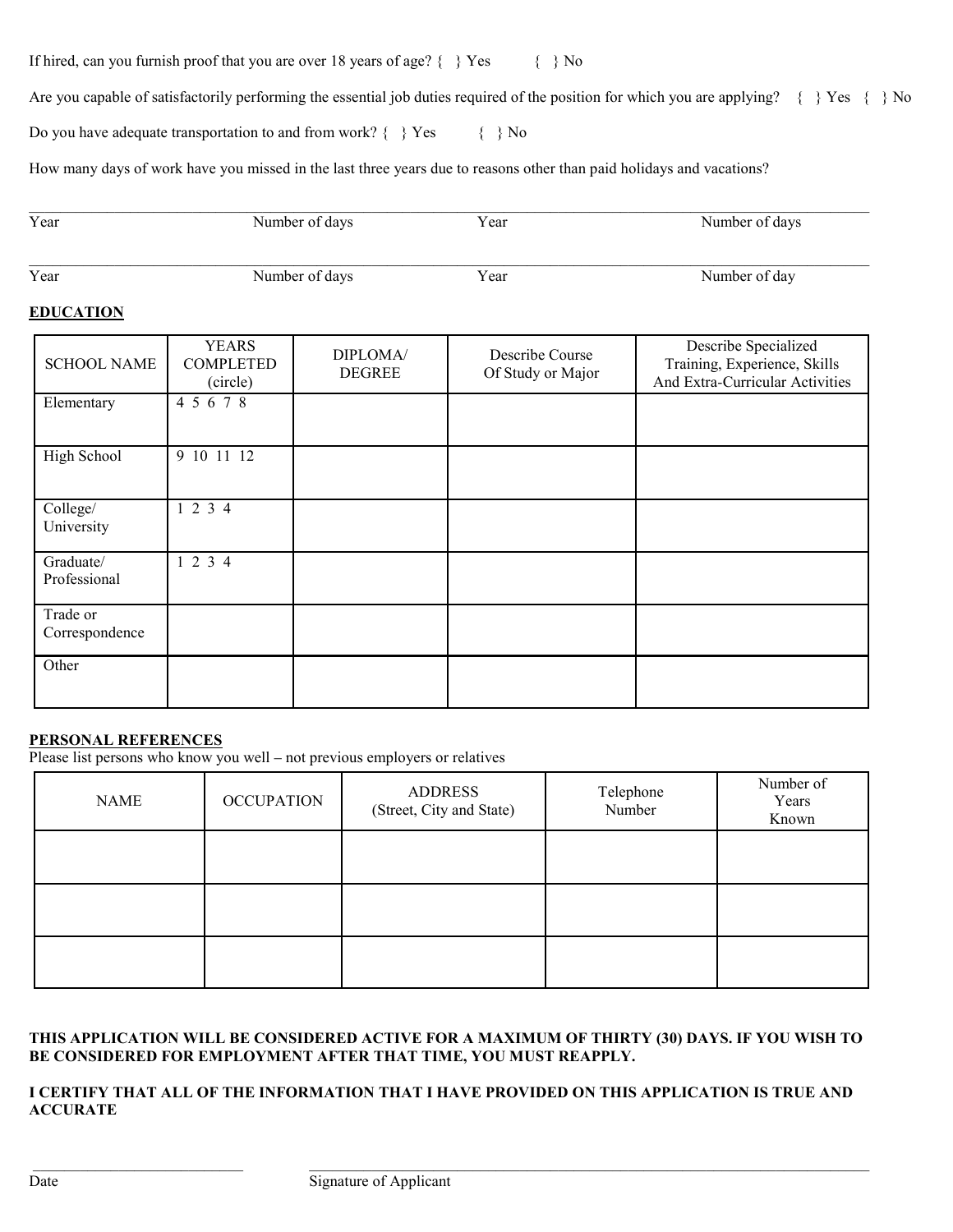If hired, can you furnish proof that you are over 18 years of age? { } Yes { } No

Are you capable of satisfactorily performing the essential job duties required of the position for which you are applying? { } Yes { } No

Do you have adequate transportation to and from work? { } Yes { } No

How many days of work have you missed in the last three years due to reasons other than paid holidays and vacations?

______________________________________________________________________________________________

Year Number of days Year Number of days

______________________________________________________________________________________________

Year Number of days Year Number of day

**EDUCATION**

| SCHOOL NAME | YEARS COMPLETED (circle) | DIPLOMA/ DEGREE | Describe Course Of Study or Major | Describe Specialized Training, Experience, Skills And Extra-Curricular Activities |
|---|---|---|---|---|
| Elementary | 4 5 6 7 8 | | | |
| High School | 9 10 11 12 | | | |
| College/ University | 1 2 3 4 | | | |
| Graduate/ Professional | 1 2 3 4 | | | |
| Trade or Correspondence | | | | |
| Other | | | | |

**PERSONAL REFERENCES**

Please list persons who know you well – not previous employers or relatives

| NAME | OCCUPATION | ADDRESS (Street, City and State) | Telephone Number | Number of Years Known |
|---|---|---|---|---|
| | | | | |
| | | | | |
| | | | | |

**THIS APPLICATION WILL BE CONSIDERED ACTIVE FOR A MAXIMUM OF THIRTY (30) DAYS. IF YOU WISH TO BE CONSIDERED FOR EMPLOYMENT AFTER THAT TIME, YOU MUST REAPPLY.**

**I CERTIFY THAT ALL OF THE INFORMATION THAT I HAVE PROVIDED ON THIS APPLICATION IS TRUE AND ACCURATE**

____________________________ ____________________________________________________________

Date Signature of Applicant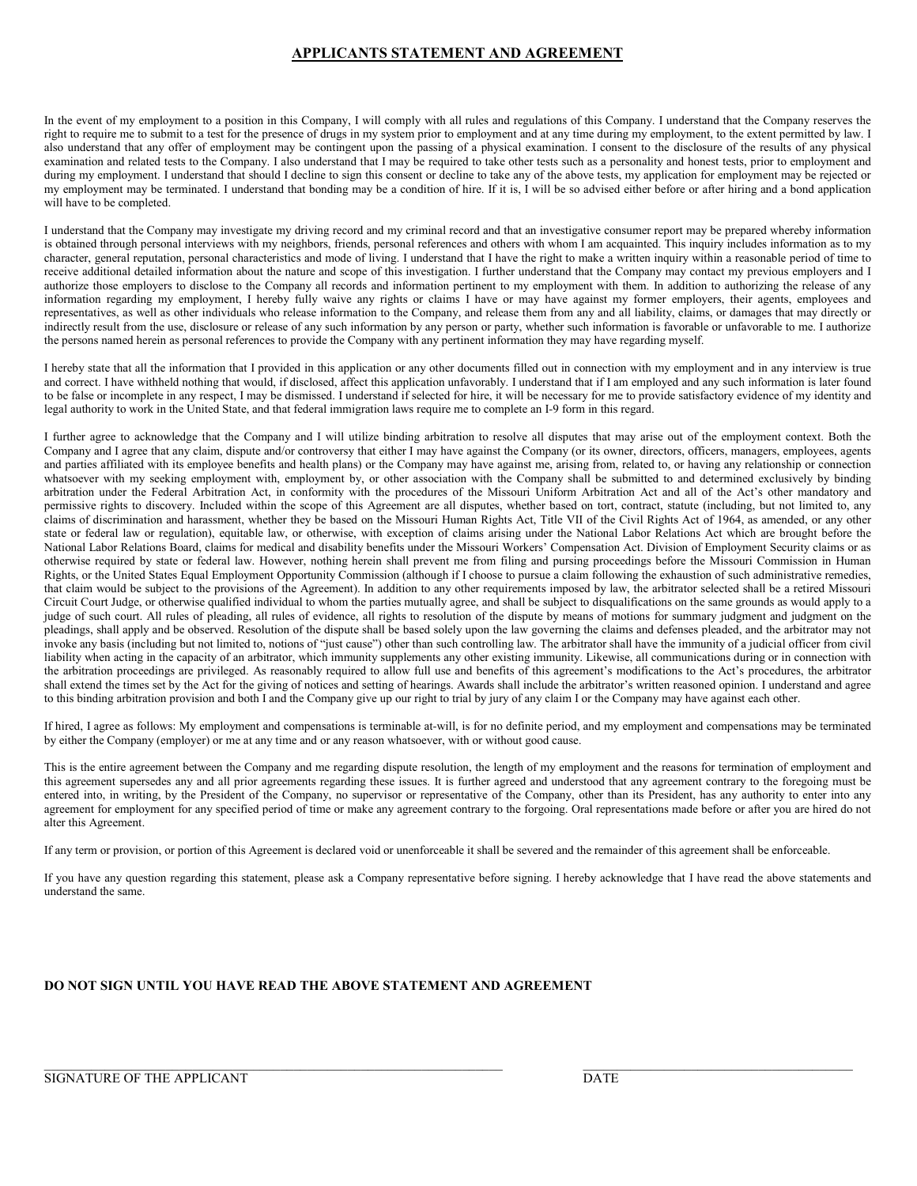## APPLICANTS STATEMENT AND AGREEMENT

In the event of my employment to a position in this Company, I will comply with all rules and regulations of this Company. I understand that the Company reserves the right to require me to submit to a test for the presence of drugs in my system prior to employment and at any time during my employment, to the extent permitted by law. I also understand that any offer of employment may be contingent upon the passing of a physical examination. I consent to the disclosure of the results of any physical examination and related tests to the Company. I also understand that I may be required to take other tests such as a personality and honest tests, prior to employment and during my employment. I understand that should I decline to sign this consent or decline to take any of the above tests, my application for employment may be rejected or my employment may be terminated. I understand that bonding may be a condition of hire. If it is, I will be so advised either before or after hiring and a bond application will have to be completed.

I understand that the Company may investigate my driving record and my criminal record and that an investigative consumer report may be prepared whereby information is obtained through personal interviews with my neighbors, friends, personal references and others with whom I am acquainted. This inquiry includes information as to my character, general reputation, personal characteristics and mode of living. I understand that I have the right to make a written inquiry within a reasonable period of time to receive additional detailed information about the nature and scope of this investigation. I further understand that the Company may contact my previous employers and I authorize those employers to disclose to the Company all records and information pertinent to my employment with them. In addition to authorizing the release of any information regarding my employment, I hereby fully waive any rights or claims I have or may have against my former employers, their agents, employees and representatives, as well as other individuals who release information to the Company, and release them from any and all liability, claims, or damages that may directly or indirectly result from the use, disclosure or release of any such information by any person or party, whether such information is favorable or unfavorable to me. I authorize the persons named herein as personal references to provide the Company with any pertinent information they may have regarding myself.

I hereby state that all the information that I provided in this application or any other documents filled out in connection with my employment and in any interview is true and correct. I have withheld nothing that would, if disclosed, affect this application unfavorably. I understand that if I am employed and any such information is later found to be false or incomplete in any respect, I may be dismissed. I understand if selected for hire, it will be necessary for me to provide satisfactory evidence of my identity and legal authority to work in the United State, and that federal immigration laws require me to complete an I-9 form in this regard.

I further agree to acknowledge that the Company and I will utilize binding arbitration to resolve all disputes that may arise out of the employment context. Both the Company and I agree that any claim, dispute and/or controversy that either I may have against the Company (or its owner, directors, officers, managers, employees, agents and parties affiliated with its employee benefits and health plans) or the Company may have against me, arising from, related to, or having any relationship or connection whatsoever with my seeking employment with, employment by, or other association with the Company shall be submitted to and determined exclusively by binding arbitration under the Federal Arbitration Act, in conformity with the procedures of the Missouri Uniform Arbitration Act and all of the Act's other mandatory and permissive rights to discovery. Included within the scope of this Agreement are all disputes, whether based on tort, contract, statute (including, but not limited to, any claims of discrimination and harassment, whether they be based on the Missouri Human Rights Act, Title VII of the Civil Rights Act of 1964, as amended, or any other state or federal law or regulation), equitable law, or otherwise, with exception of claims arising under the National Labor Relations Act which are brought before the National Labor Relations Board, claims for medical and disability benefits under the Missouri Workers' Compensation Act. Division of Employment Security claims or as otherwise required by state or federal law. However, nothing herein shall prevent me from filing and pursing proceedings before the Missouri Commission in Human Rights, or the United States Equal Employment Opportunity Commission (although if I choose to pursue a claim following the exhaustion of such administrative remedies, that claim would be subject to the provisions of the Agreement). In addition to any other requirements imposed by law, the arbitrator selected shall be a retired Missouri Circuit Court Judge, or otherwise qualified individual to whom the parties mutually agree, and shall be subject to disqualifications on the same grounds as would apply to a judge of such court. All rules of pleading, all rules of evidence, all rights to resolution of the dispute by means of motions for summary judgment and judgment on the pleadings, shall apply and be observed. Resolution of the dispute shall be based solely upon the law governing the claims and defenses pleaded, and the arbitrator may not invoke any basis (including but not limited to, notions of "just cause") other than such controlling law. The arbitrator shall have the immunity of a judicial officer from civil liability when acting in the capacity of an arbitrator, which immunity supplements any other existing immunity. Likewise, all communications during or in connection with the arbitration proceedings are privileged. As reasonably required to allow full use and benefits of this agreement's modifications to the Act's procedures, the arbitrator shall extend the times set by the Act for the giving of notices and setting of hearings. Awards shall include the arbitrator's written reasoned opinion. I understand and agree to this binding arbitration provision and both I and the Company give up our right to trial by jury of any claim I or the Company may have against each other.

If hired, I agree as follows: My employment and compensations is terminable at-will, is for no definite period, and my employment and compensations may be terminated by either the Company (employer) or me at any time and or any reason whatsoever, with or without good cause.

This is the entire agreement between the Company and me regarding dispute resolution, the length of my employment and the reasons for termination of employment and this agreement supersedes any and all prior agreements regarding these issues. It is further agreed and understood that any agreement contrary to the foregoing must be entered into, in writing, by the President of the Company, no supervisor or representative of the Company, other than its President, has any authority to enter into any agreement for employment for any specified period of time or make any agreement contrary to the forgoing. Oral representations made before or after you are hired do not alter this Agreement.

If any term or provision, or portion of this Agreement is declared void or unenforceable it shall be severed and the remainder of this agreement shall be enforceable.

If you have any question regarding this statement, please ask a Company representative before signing. I hereby acknowledge that I have read the above statements and understand the same.

**DO NOT SIGN UNTIL YOU HAVE READ THE ABOVE STATEMENT AND AGREEMENT**

_______________________________________________ SIGNATURE OF THE APPLICANT

_______________________________ DATE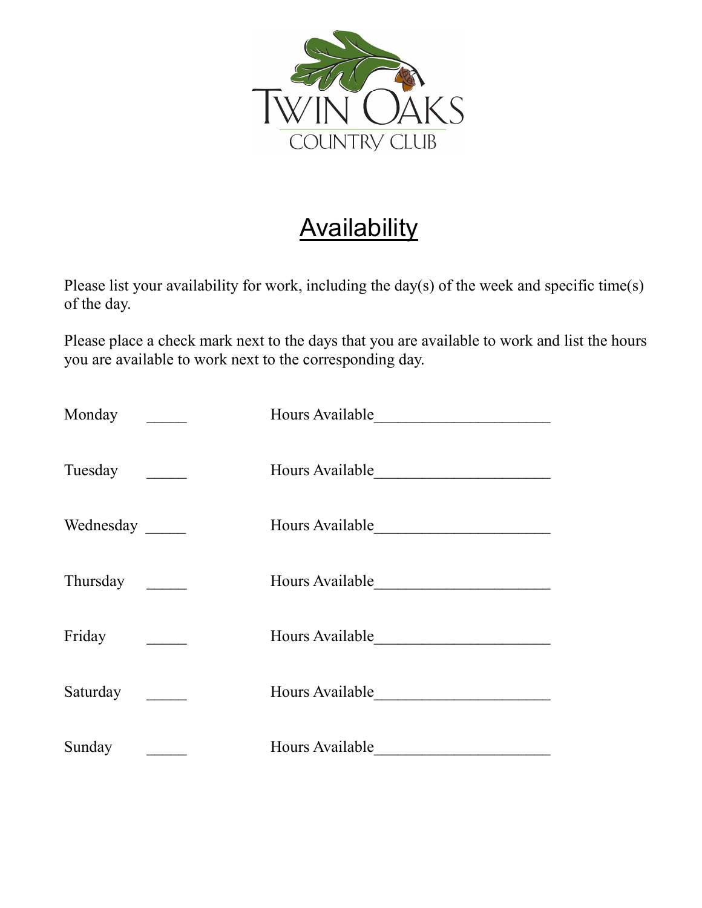TWIN OAKS
COUNTRY CLUB

# Availability

Please list your availability for work, including the day(s) of the week and specific time(s) of the day.

Please place a check mark next to the days that you are available to work and list the hours you are available to work next to the corresponding day.

Monday _____ Hours Available______________________

Tuesday _____ Hours Available______________________

Wednesday _____ Hours Available______________________

Thursday _____ Hours Available______________________

Friday _____ Hours Available______________________

Saturday _____ Hours Available______________________

Sunday _____ Hours Available______________________